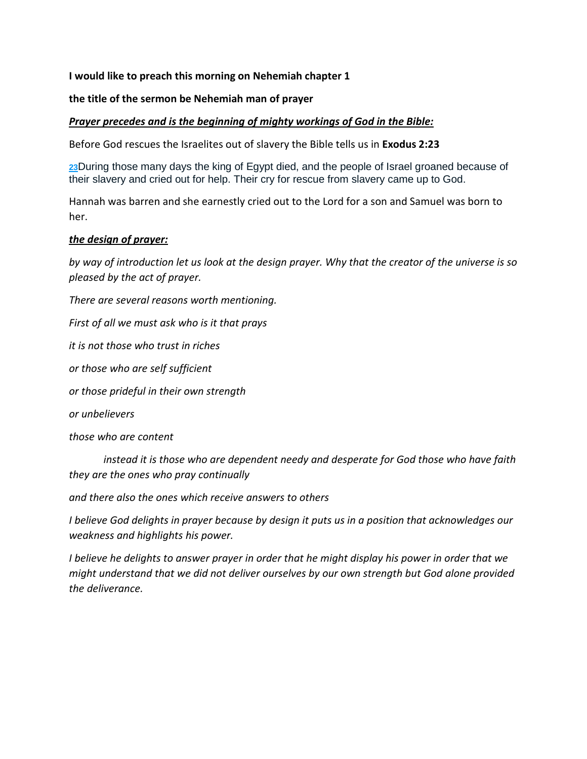**I would like to preach this morning on Nehemiah chapter 1**

**the title of the sermon be Nehemiah man of prayer**

***Prayer precedes and is the beginning of mighty workings of God in the Bible:***

Before God rescues the Israelites out of slavery the Bible tells us in **Exodus 2:23**

**23**During those many days the king of Egypt died, and the people of Israel groaned because of their slavery and cried out for help. Their cry for rescue from slavery came up to God.

Hannah was barren and she earnestly cried out to the Lord for a son and Samuel was born to her.

***the design of prayer:***

*by way of introduction let us look at the design prayer. Why that the creator of the universe is so pleased by the act of prayer.*

*There are several reasons worth mentioning.*

*First of all we must ask who is it that prays*

*it is not those who trust in riches*

*or those who are self sufficient*

*or those prideful in their own strength*

*or unbelievers*

*those who are content*

*instead it is those who are dependent needy and desperate for God those who have faith they are the ones who pray continually*

*and there also the ones which receive answers to others*

*I believe God delights in prayer because by design it puts us in a position that acknowledges our weakness and highlights his power.*

*I believe he delights to answer prayer in order that he might display his power in order that we might understand that we did not deliver ourselves by our own strength but God alone provided the deliverance.*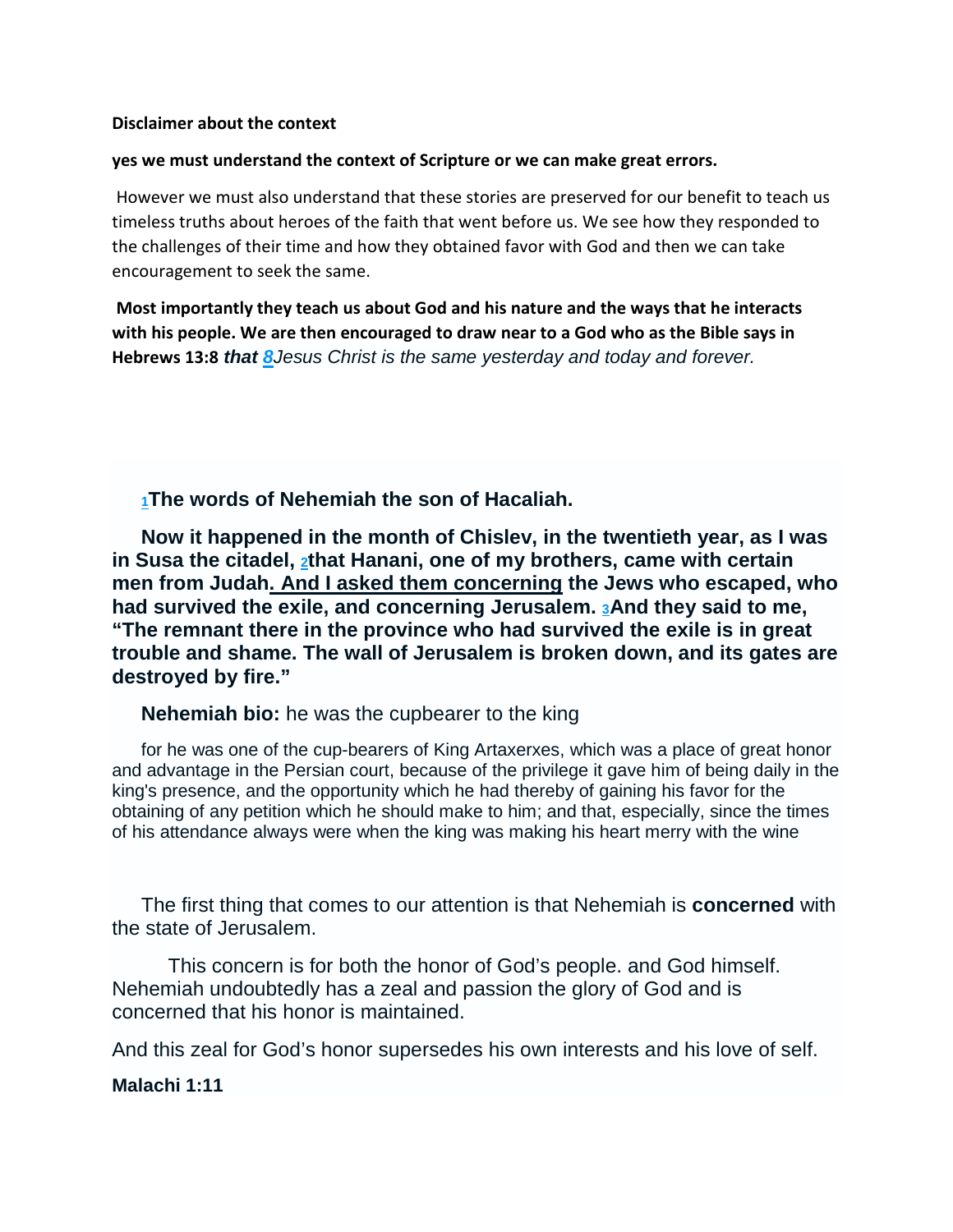**Disclaimer about the context**

**yes we must understand the context of Scripture or we can make great errors.**

However we must also understand that these stories are preserved for our benefit to teach us timeless truths about heroes of the faith that went before us. We see how they responded to the challenges of their time and how they obtained favor with God and then we can take encouragement to seek the same.

**Most importantly they teach us about God and his nature and the ways that he interacts with his people. We are then encouraged to draw near to a God who as the Bible says in Hebrews 13:8** ***that 8****Jesus Christ is the same yesterday and today and forever.*

**1The words of Nehemiah the son of Hacaliah.**

**Now it happened in the month of Chislev, in the twentieth year, as I was in Susa the citadel, 2that Hanani, one of my brothers, came with certain men from Judah. <u>And I asked them concerning</u> the Jews who escaped, who had survived the exile, and concerning Jerusalem. 3And they said to me, "The remnant there in the province who had survived the exile is in great trouble and shame. The wall of Jerusalem is broken down, and its gates are destroyed by fire."**

**Nehemiah bio:** he was the cupbearer to the king

for he was one of the cup-bearers of King Artaxerxes, which was a place of great honor and advantage in the Persian court, because of the privilege it gave him of being daily in the king's presence, and the opportunity which he had thereby of gaining his favor for the obtaining of any petition which he should make to him; and that, especially, since the times of his attendance always were when the king was making his heart merry with the wine

The first thing that comes to our attention is that Nehemiah is **concerned** with the state of Jerusalem.

This concern is for both the honor of God's people. and God himself. Nehemiah undoubtedly has a zeal and passion the glory of God and is concerned that his honor is maintained.

And this zeal for God's honor supersedes his own interests and his love of self.

**Malachi 1:11**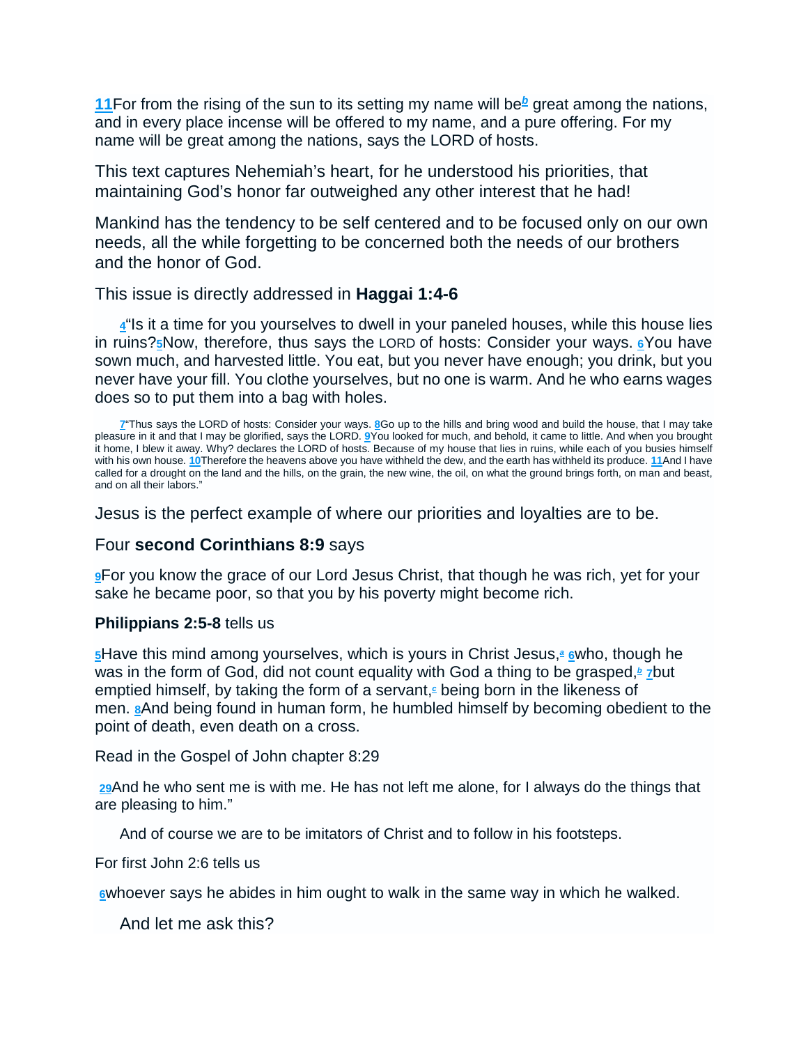11For from the rising of the sun to its setting my name will be[b] great among the nations, and in every place incense will be offered to my name, and a pure offering. For my name will be great among the nations, says the LORD of hosts.

This text captures Nehemiah's heart, for he understood his priorities, that maintaining God's honor far outweighed any other interest that he had!

Mankind has the tendency to be self centered and to be focused only on our own needs, all the while forgetting to be concerned both the needs of our brothers and the honor of God.

This issue is directly addressed in **Haggai 1:4-6**

4"Is it a time for you yourselves to dwell in your paneled houses, while this house lies in ruins?5Now, therefore, thus says the LORD of hosts: Consider your ways. 6You have sown much, and harvested little. You eat, but you never have enough; you drink, but you never have your fill. You clothe yourselves, but no one is warm. And he who earns wages does so to put them into a bag with holes.

7"Thus says the LORD of hosts: Consider your ways. 8Go up to the hills and bring wood and build the house, that I may take pleasure in it and that I may be glorified, says the LORD. 9You looked for much, and behold, it came to little. And when you brought it home, I blew it away. Why? declares the LORD of hosts. Because of my house that lies in ruins, while each of you busies himself with his own house. 10Therefore the heavens above you have withheld the dew, and the earth has withheld its produce. 11And I have called for a drought on the land and the hills, on the grain, the new wine, the oil, on what the ground brings forth, on man and beast, and on all their labors."

Jesus is the perfect example of where our priorities and loyalties are to be.

Four **second Corinthians 8:9** says

9For you know the grace of our Lord Jesus Christ, that though he was rich, yet for your sake he became poor, so that you by his poverty might become rich.

**Philippians 2:5-8** tells us

5Have this mind among yourselves, which is yours in Christ Jesus,[a] 6who, though he was in the form of God, did not count equality with God a thing to be grasped,[b] 7but emptied himself, by taking the form of a servant,[c] being born in the likeness of men. 8And being found in human form, he humbled himself by becoming obedient to the point of death, even death on a cross.

Read in the Gospel of John chapter 8:29

29And he who sent me is with me. He has not left me alone, for I always do the things that are pleasing to him."

And of course we are to be imitators of Christ and to follow in his footsteps.

For first John 2:6 tells us

6whoever says he abides in him ought to walk in the same way in which he walked.

And let me ask this?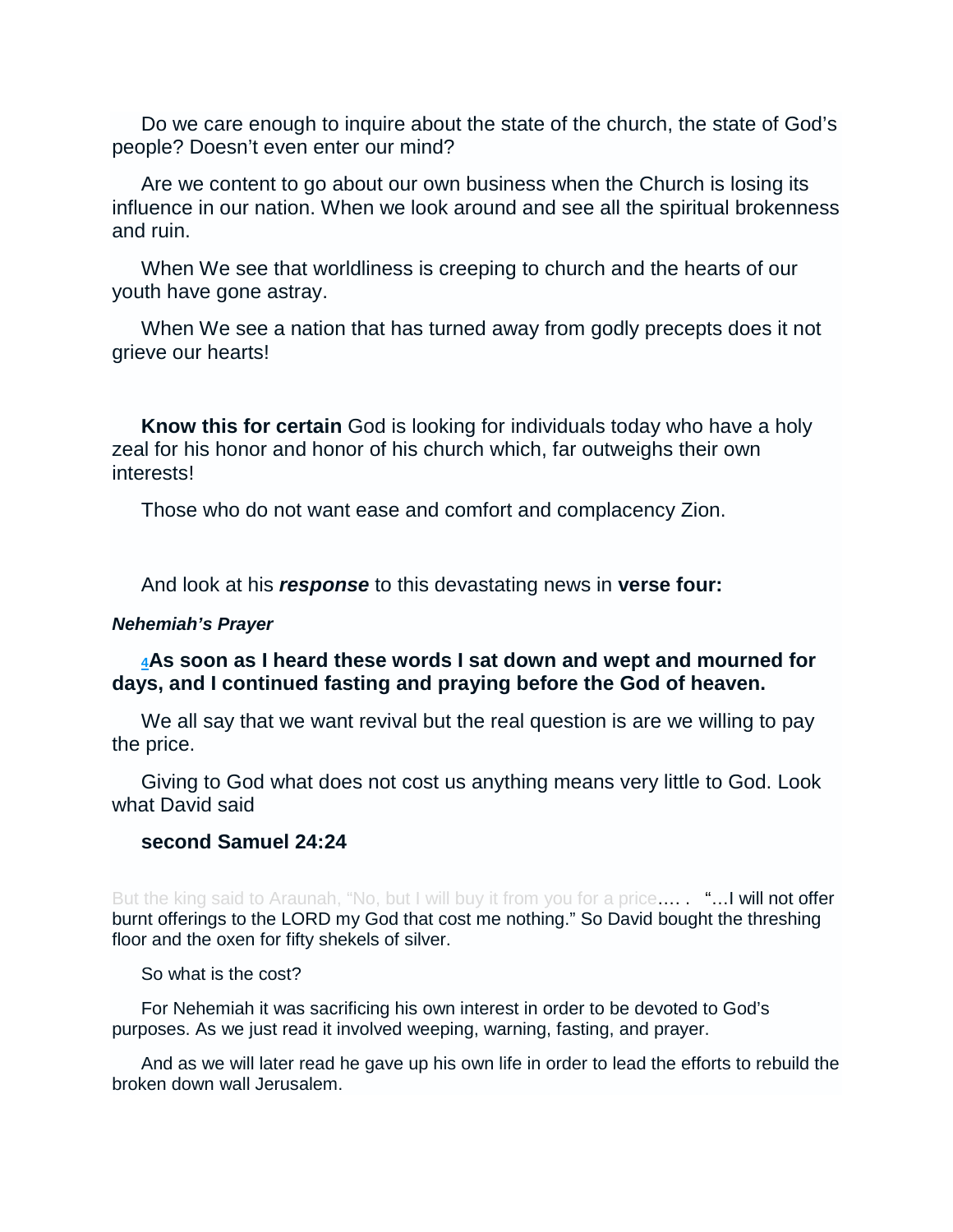Do we care enough to inquire about the state of the church, the state of God's people? Doesn't even enter our mind?

Are we content to go about our own business when the Church is losing its influence in our nation. When we look around and see all the spiritual brokenness and ruin.

When We see that worldliness is creeping to church and the hearts of our youth have gone astray.

When We see a nation that has turned away from godly precepts does it not grieve our hearts!

**Know this for certain** God is looking for individuals today who have a holy zeal for his honor and honor of his church which, far outweighs their own interests!

Those who do not want ease and comfort and complacency Zion.

And look at his ***response*** to this devastating news in **verse four:**

***Nehemiah's Prayer***

**4As soon as I heard these words I sat down and wept and mourned for days, and I continued fasting and praying before the God of heaven.**

We all say that we want revival but the real question is are we willing to pay the price.

Giving to God what does not cost us anything means very little to God. Look what David said

**second Samuel 24:24**

But the king said to Araunah, "No, but I will buy it from you for a price.... . "...I will not offer burnt offerings to the LORD my God that cost me nothing." So David bought the threshing floor and the oxen for fifty shekels of silver.

So what is the cost?

For Nehemiah it was sacrificing his own interest in order to be devoted to God's purposes. As we just read it involved weeping, warning, fasting, and prayer.

And as we will later read he gave up his own life in order to lead the efforts to rebuild the broken down wall Jerusalem.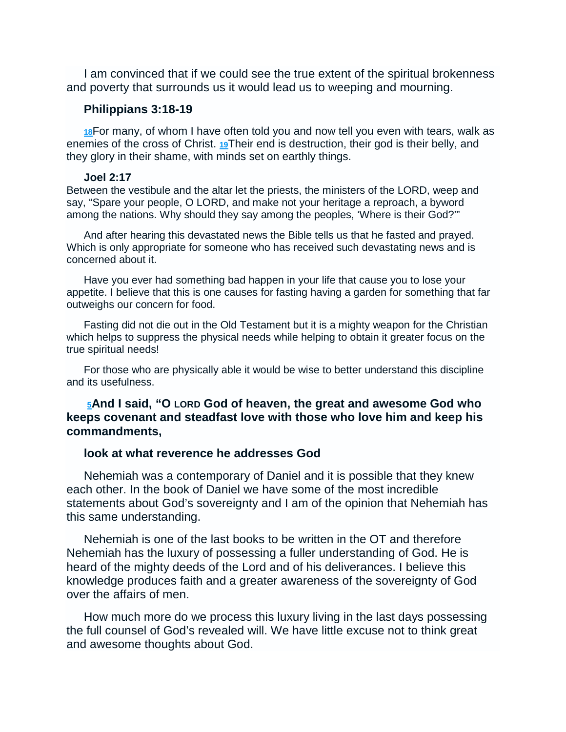I am convinced that if we could see the true extent of the spiritual brokenness and poverty that surrounds us it would lead us to weeping and mourning.

**Philippians 3:18-19**

18For many, of whom I have often told you and now tell you even with tears, walk as enemies of the cross of Christ. 19Their end is destruction, their god is their belly, and they glory in their shame, with minds set on earthly things.

**Joel 2:17**

Between the vestibule and the altar let the priests, the ministers of the LORD, weep and say, "Spare your people, O LORD, and make not your heritage a reproach, a byword among the nations. Why should they say among the peoples, 'Where is their God?'"

And after hearing this devastated news the Bible tells us that he fasted and prayed. Which is only appropriate for someone who has received such devastating news and is concerned about it.

Have you ever had something bad happen in your life that cause you to lose your appetite. I believe that this is one causes for fasting having a garden for something that far outweighs our concern for food.

Fasting did not die out in the Old Testament but it is a mighty weapon for the Christian which helps to suppress the physical needs while helping to obtain it greater focus on the true spiritual needs!

For those who are physically able it would be wise to better understand this discipline and its usefulness.

**5And I said, "O LORD God of heaven, the great and awesome God who keeps covenant and steadfast love with those who love him and keep his commandments,**

**look at what reverence he addresses God**

Nehemiah was a contemporary of Daniel and it is possible that they knew each other. In the book of Daniel we have some of the most incredible statements about God's sovereignty and I am of the opinion that Nehemiah has this same understanding.

Nehemiah is one of the last books to be written in the OT and therefore Nehemiah has the luxury of possessing a fuller understanding of God. He is heard of the mighty deeds of the Lord and of his deliverances. I believe this knowledge produces faith and a greater awareness of the sovereignty of God over the affairs of men.

How much more do we process this luxury living in the last days possessing the full counsel of God's revealed will. We have little excuse not to think great and awesome thoughts about God.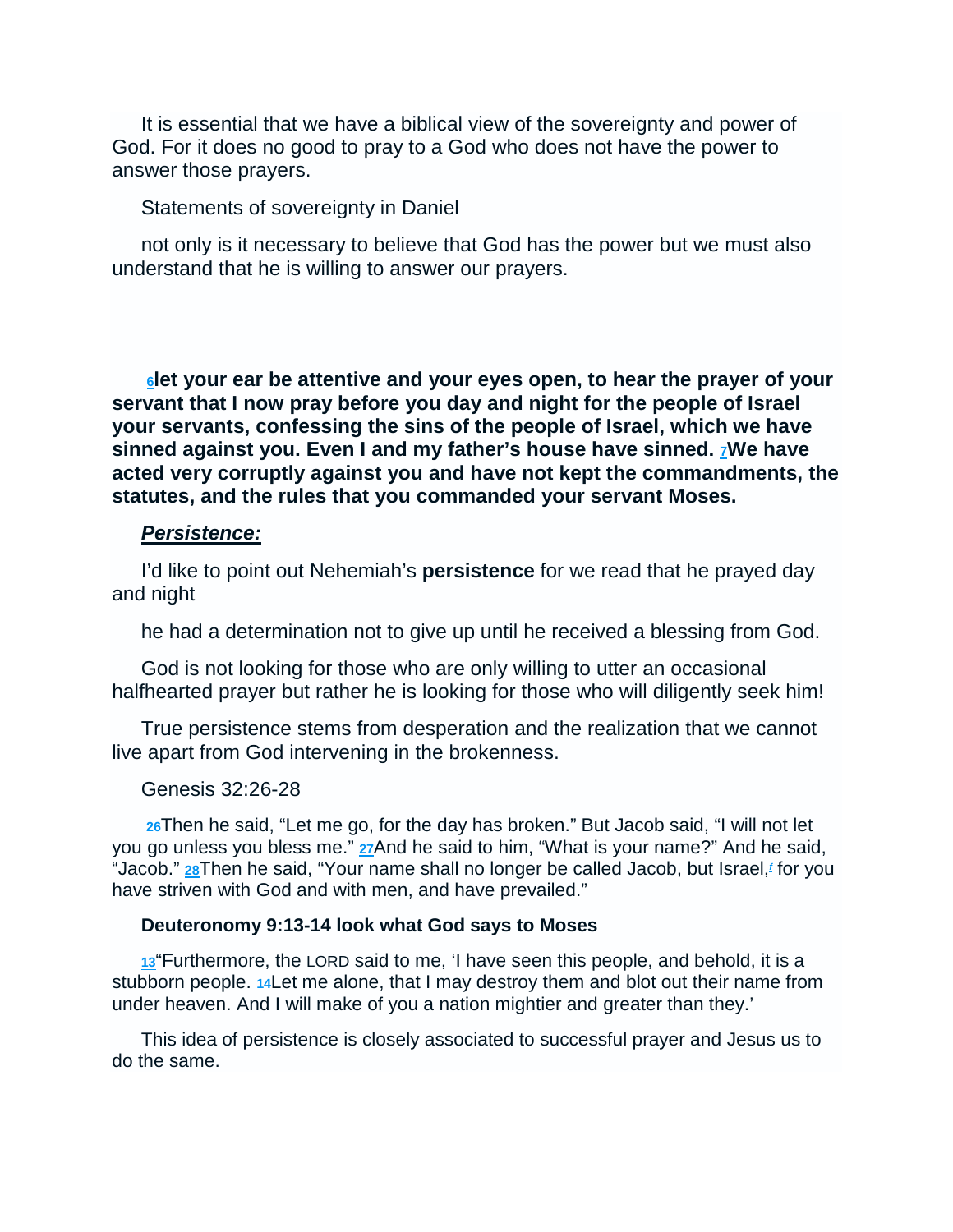It is essential that we have a biblical view of the sovereignty and power of God. For it does no good to pray to a God who does not have the power to answer those prayers.

Statements of sovereignty in Daniel

not only is it necessary to believe that God has the power but we must also understand that he is willing to answer our prayers.

**6let your ear be attentive and your eyes open, to hear the prayer of your servant that I now pray before you day and night for the people of Israel your servants, confessing the sins of the people of Israel, which we have sinned against you. Even I and my father's house have sinned. 7We have acted very corruptly against you and have not kept the commandments, the statutes, and the rules that you commanded your servant Moses.**

***Persistence:***

I'd like to point out Nehemiah's **persistence** for we read that he prayed day and night

he had a determination not to give up until he received a blessing from God.

God is not looking for those who are only willing to utter an occasional halfhearted prayer but rather he is looking for those who will diligently seek him!

True persistence stems from desperation and the realization that we cannot live apart from God intervening in the brokenness.

Genesis 32:26-28

26Then he said, "Let me go, for the day has broken." But Jacob said, "I will not let you go unless you bless me." 27And he said to him, "What is your name?" And he said, "Jacob." 28Then he said, "Your name shall no longer be called Jacob, but Israel,[f] for you have striven with God and with men, and have prevailed."

**Deuteronomy 9:13-14 look what God says to Moses**

13"Furthermore, the LORD said to me, 'I have seen this people, and behold, it is a stubborn people. 14Let me alone, that I may destroy them and blot out their name from under heaven. And I will make of you a nation mightier and greater than they.'

This idea of persistence is closely associated to successful prayer and Jesus us to do the same.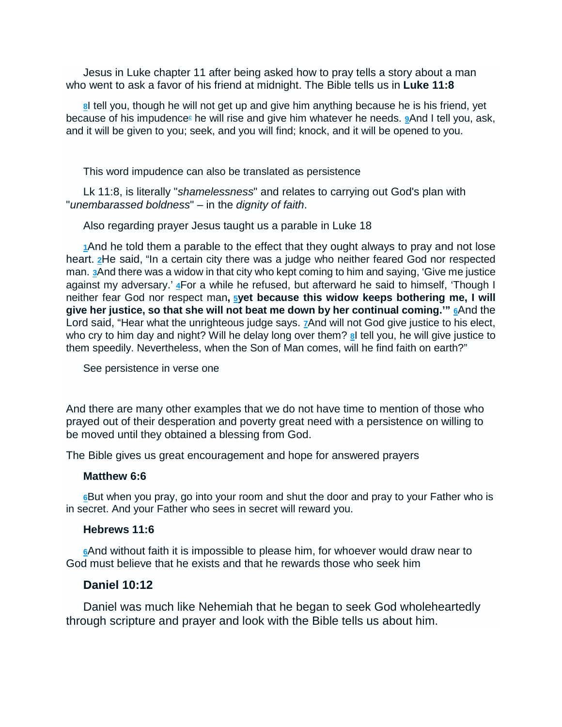Jesus in Luke chapter 11 after being asked how to pray tells a story about a man who went to ask a favor of his friend at midnight. The Bible tells us in **Luke 11:8**

8I tell you, though he will not get up and give him anything because he is his friend, yet because of his impudence[e] he will rise and give him whatever he needs. 9And I tell you, ask, and it will be given to you; seek, and you will find; knock, and it will be opened to you.

This word impudence can also be translated as persistence

Lk 11:8, is literally "*shamelessness*" and relates to carrying out God's plan with "*unembarassed boldness*" – in the *dignity of faith*.

Also regarding prayer Jesus taught us a parable in Luke 18

1And he told them a parable to the effect that they ought always to pray and not lose heart. 2He said, "In a certain city there was a judge who neither feared God nor respected man. 3And there was a widow in that city who kept coming to him and saying, 'Give me justice against my adversary.' 4For a while he refused, but afterward he said to himself, 'Though I neither fear God nor respect man**, 5yet because this widow keeps bothering me, I will give her justice, so that she will not beat me down by her continual coming.'"** 6And the Lord said, "Hear what the unrighteous judge says. 7And will not God give justice to his elect, who cry to him day and night? Will he delay long over them? 8I tell you, he will give justice to them speedily. Nevertheless, when the Son of Man comes, will he find faith on earth?"

See persistence in verse one

And there are many other examples that we do not have time to mention of those who prayed out of their desperation and poverty great need with a persistence on willing to be moved until they obtained a blessing from God.

The Bible gives us great encouragement and hope for answered prayers

**Matthew 6:6**

6But when you pray, go into your room and shut the door and pray to your Father who is in secret. And your Father who sees in secret will reward you.

**Hebrews 11:6**

6And without faith it is impossible to please him, for whoever would draw near to God must believe that he exists and that he rewards those who seek him

**Daniel 10:12**

Daniel was much like Nehemiah that he began to seek God wholeheartedly through scripture and prayer and look with the Bible tells us about him.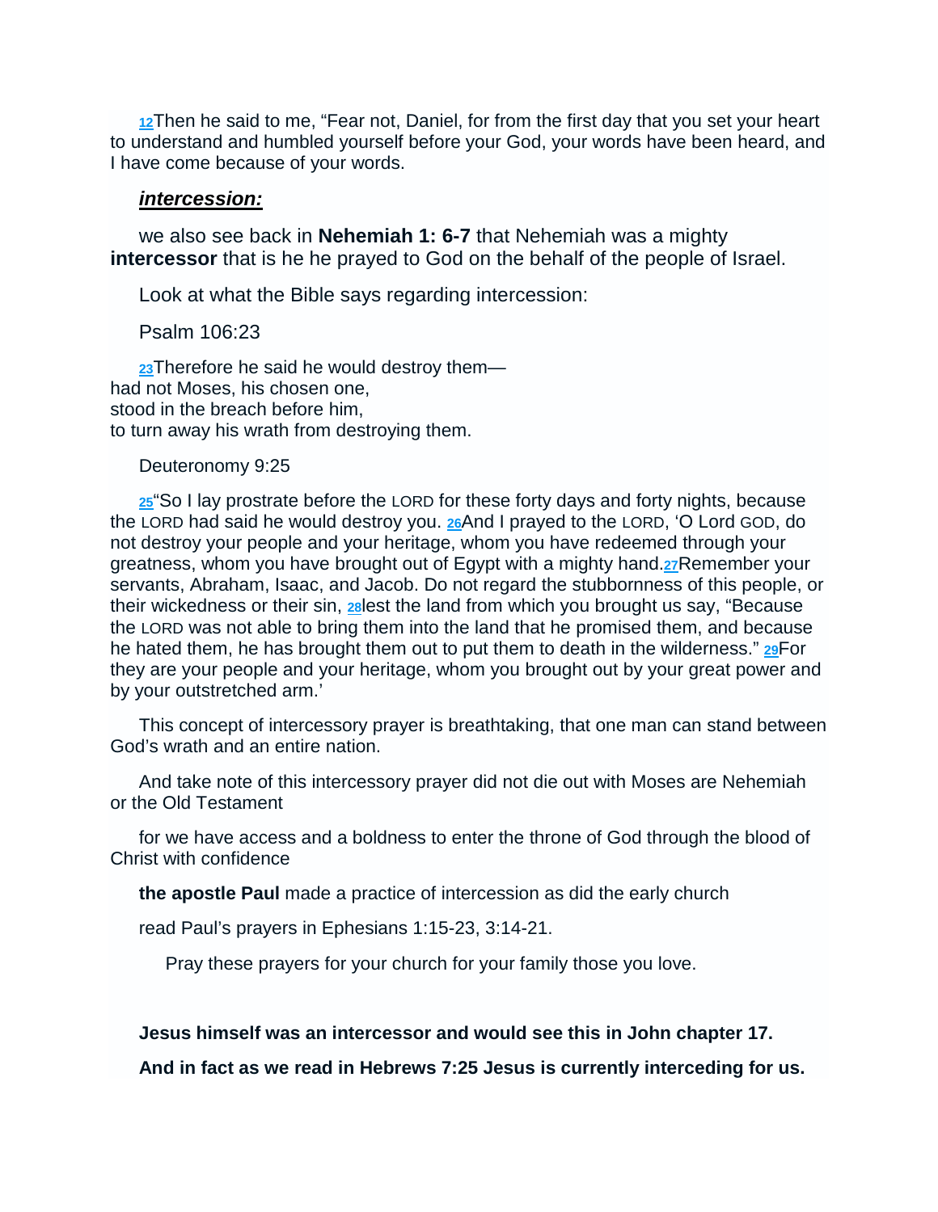[12]Then he said to me, “Fear not, Daniel, for from the first day that you set your heart to understand and humbled yourself before your God, your words have been heard, and I have come because of your words.

***intercession:***

we also see back in **Nehemiah 1: 6-7** that Nehemiah was a mighty **intercessor** that is he he prayed to God on the behalf of the people of Israel.

Look at what the Bible says regarding intercession:

Psalm 106:23

[23]Therefore he said he would destroy them—
had not Moses, his chosen one,
stood in the breach before him,
to turn away his wrath from destroying them.

Deuteronomy 9:25

[25]“So I lay prostrate before the LORD for these forty days and forty nights, because the LORD had said he would destroy you. [26]And I prayed to the LORD, ‘O Lord GOD, do not destroy your people and your heritage, whom you have redeemed through your greatness, whom you have brought out of Egypt with a mighty hand.[27]Remember your servants, Abraham, Isaac, and Jacob. Do not regard the stubbornness of this people, or their wickedness or their sin, [28]lest the land from which you brought us say, “Because the LORD was not able to bring them into the land that he promised them, and because he hated them, he has brought them out to put them to death in the wilderness.” [29]For they are your people and your heritage, whom you brought out by your great power and by your outstretched arm.’

This concept of intercessory prayer is breathtaking, that one man can stand between God’s wrath and an entire nation.

And take note of this intercessory prayer did not die out with Moses are Nehemiah or the Old Testament

for we have access and a boldness to enter the throne of God through the blood of Christ with confidence

**the apostle Paul** made a practice of intercession as did the early church

read Paul’s prayers in Ephesians 1:15-23, 3:14-21.

Pray these prayers for your church for your family those you love.

**Jesus himself was an intercessor and would see this in John chapter 17.**

**And in fact as we read in Hebrews 7:25 Jesus is currently interceding for us.**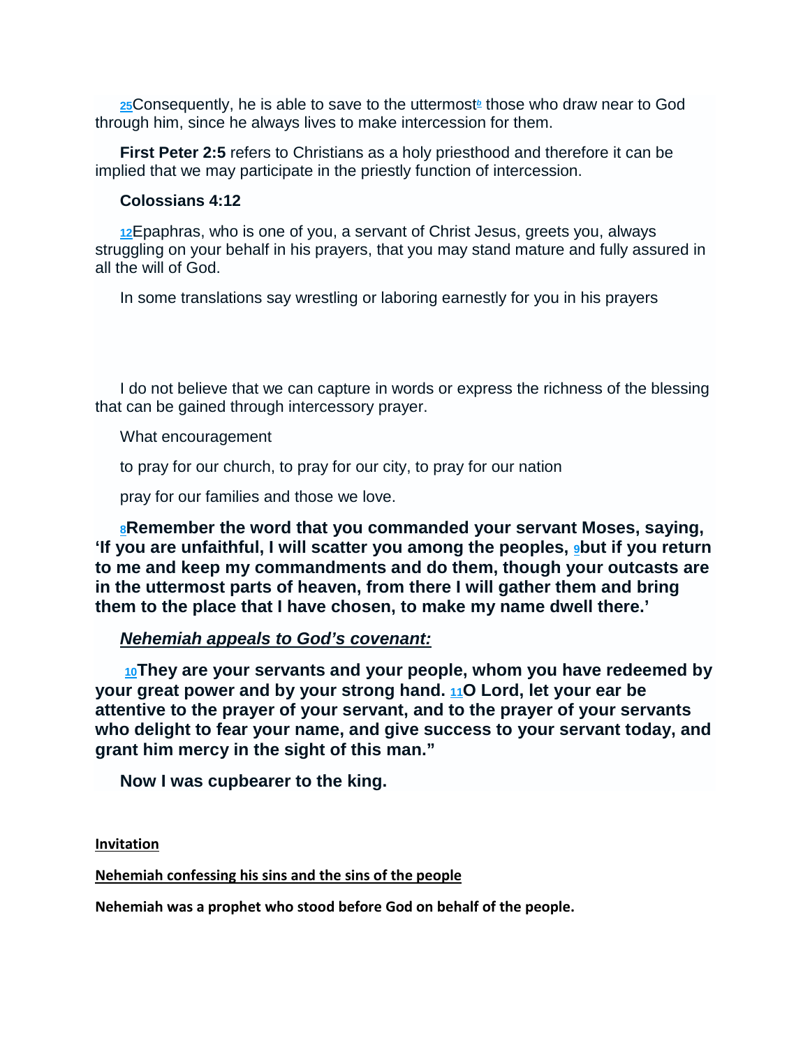25Consequently, he is able to save to the uttermost[b] those who draw near to God through him, since he always lives to make intercession for them.

**First Peter 2:5** refers to Christians as a holy priesthood and therefore it can be implied that we may participate in the priestly function of intercession.

**Colossians 4:12**

12Epaphras, who is one of you, a servant of Christ Jesus, greets you, always struggling on your behalf in his prayers, that you may stand mature and fully assured in all the will of God.

In some translations say wrestling or laboring earnestly for you in his prayers

I do not believe that we can capture in words or express the richness of the blessing that can be gained through intercessory prayer.

What encouragement

to pray for our church, to pray for our city, to pray for our nation

pray for our families and those we love.

**8Remember the word that you commanded your servant Moses, saying, 'If you are unfaithful, I will scatter you among the peoples, 9but if you return to me and keep my commandments and do them, though your outcasts are in the uttermost parts of heaven, from there I will gather them and bring them to the place that I have chosen, to make my name dwell there.'**

***Nehemiah appeals to God's covenant:***

**10They are your servants and your people, whom you have redeemed by your great power and by your strong hand. 11O Lord, let your ear be attentive to the prayer of your servant, and to the prayer of your servants who delight to fear your name, and give success to your servant today, and grant him mercy in the sight of this man."**

**Now I was cupbearer to the king.**

**Invitation**

**Nehemiah confessing his sins and the sins of the people**

**Nehemiah was a prophet who stood before God on behalf of the people.**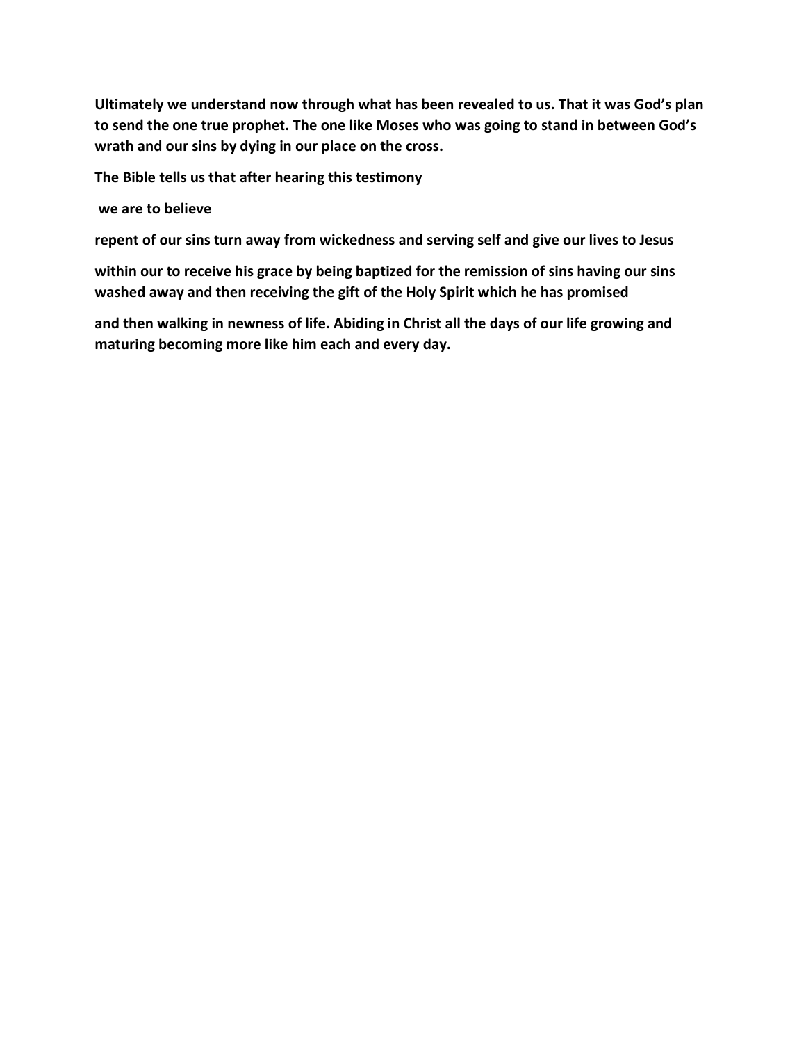**Ultimately we understand now through what has been revealed to us. That it was God's plan to send the one true prophet. The one like Moses who was going to stand in between God's wrath and our sins by dying in our place on the cross.**

**The Bible tells us that after hearing this testimony**

**we are to believe**

**repent of our sins turn away from wickedness and serving self and give our lives to Jesus**

**within our to receive his grace by being baptized for the remission of sins having our sins washed away and then receiving the gift of the Holy Spirit which he has promised**

**and then walking in newness of life. Abiding in Christ all the days of our life growing and maturing becoming more like him each and every day.**